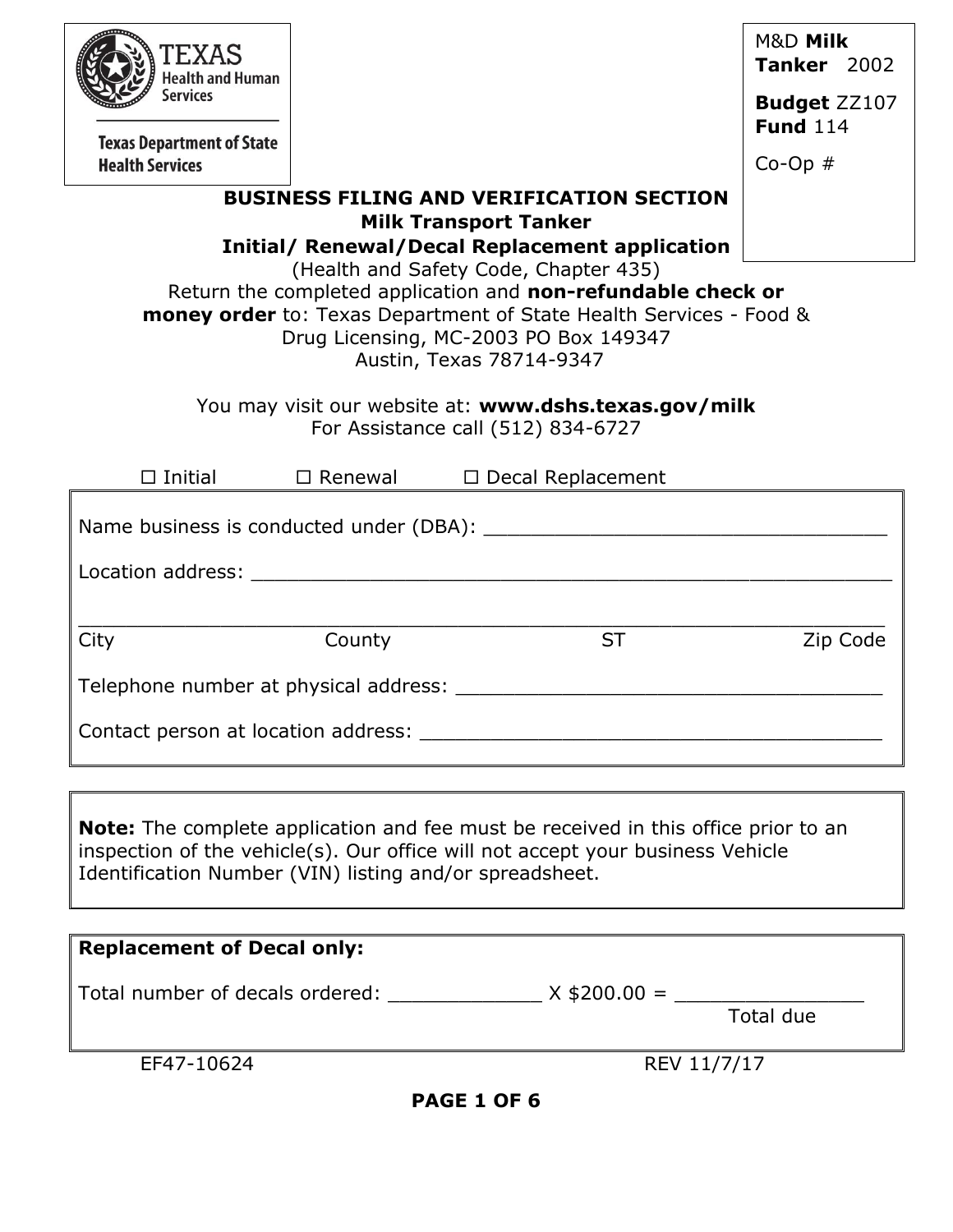Texas Health and Human Services

Texas Department of State Health Services

M&D **Milk Tanker** 2002

**Budget** ZZ107
**Fund** 114

Co-Op #

**BUSINESS FILING AND VERIFICATION SECTION**
**Milk Transport Tanker**
**Initial/ Renewal/Decal Replacement application**
(Health and Safety Code, Chapter 435)

Return the completed application and **non-refundable check or money order** to: Texas Department of State Health Services - Food & Drug Licensing, MC-2003 PO Box 149347 Austin, Texas 78714-9347

You may visit our website at: **www.dshs.texas.gov/milk**
For Assistance call (512) 834-6727

☐ Initial ☐ Renewal ☐ Decal Replacement

Name business is conducted under (DBA): ___________________________________

Location address: ___________________________________________________________

_____________________________________________________________________________
City County ST Zip Code

Telephone number at physical address: ____________________________________

Contact person at location address: _______________________________________

**Note:** The complete application and fee must be received in this office prior to an inspection of the vehicle(s). Our office will not accept your business Vehicle Identification Number (VIN) listing and/or spreadsheet.

**Replacement of Decal only:**

Total number of decals ordered: _____________ X $200.00 = ________________
Total due

EF47-10624 REV 11/7/17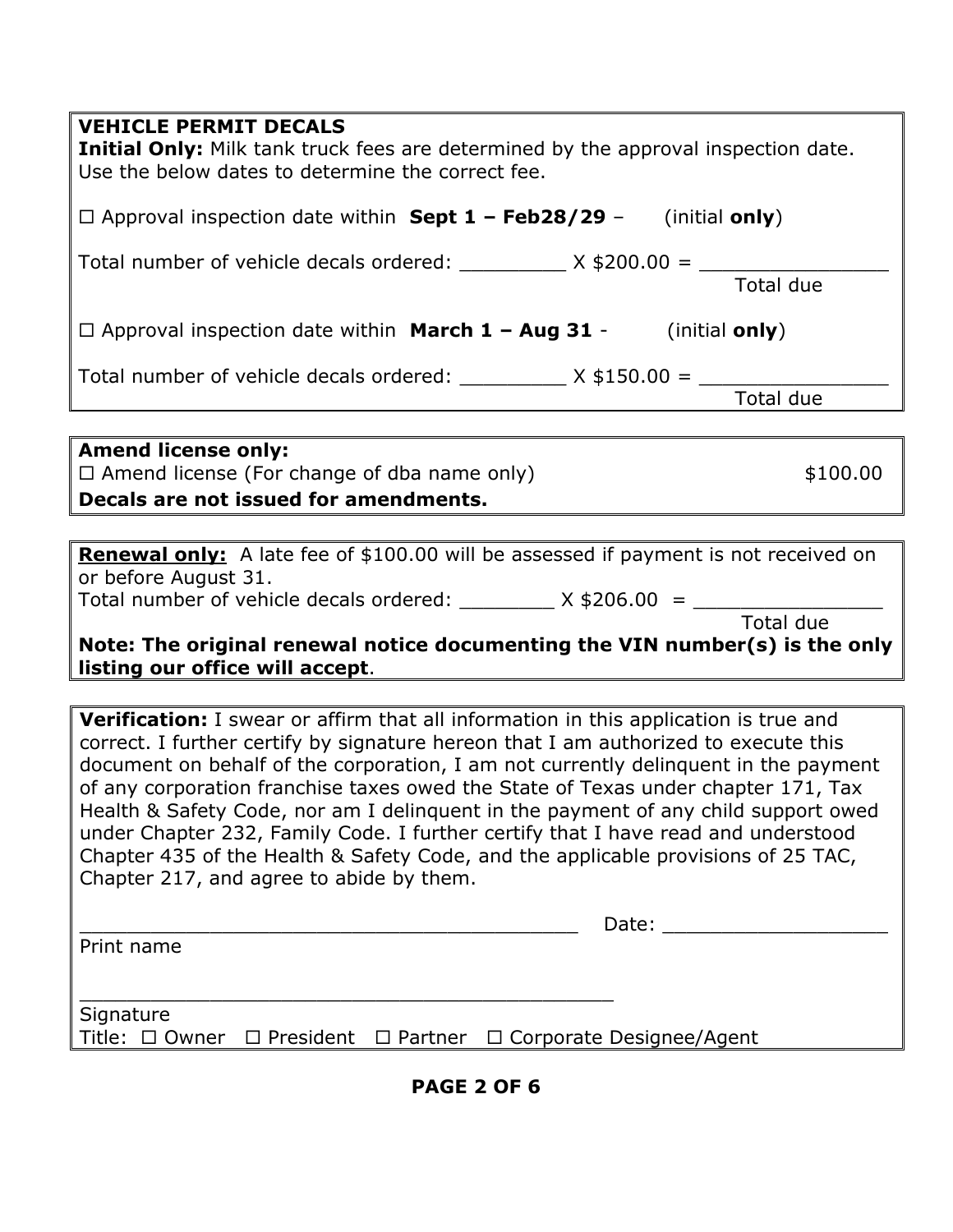**VEHICLE PERMIT DECALS**

**Initial Only:** Milk tank truck fees are determined by the approval inspection date. Use the below dates to determine the correct fee.

☐ Approval inspection date within **Sept 1 – Feb28/29** – (initial **only**)

Total number of vehicle decals ordered: _________ X $200.00 = ________________
Total due

☐ Approval inspection date within **March 1 – Aug 31** - (initial **only**)

Total number of vehicle decals ordered: _________ X $150.00 = ________________
Total due

**Amend license only:**

☐ Amend license (For change of dba name only) $100.00

**Decals are not issued for amendments.**

**Renewal only:** A late fee of $100.00 will be assessed if payment is not received on or before August 31.

Total number of vehicle decals ordered: ________ X $206.00 = ________________
Total due

**Note: The original renewal notice documenting the VIN number(s) is the only listing our office will accept**.

**Verification:** I swear or affirm that all information in this application is true and correct. I further certify by signature hereon that I am authorized to execute this document on behalf of the corporation, I am not currently delinquent in the payment of any corporation franchise taxes owed the State of Texas under chapter 171, Tax Health & Safety Code, nor am I delinquent in the payment of any child support owed under Chapter 232, Family Code. I further certify that I have read and understood Chapter 435 of the Health & Safety Code, and the applicable provisions of 25 TAC, Chapter 217, and agree to abide by them.

__________________________________________ Date: ___________________
Print name

_____________________________________________
Signature

Title: ☐ Owner ☐ President ☐ Partner ☐ Corporate Designee/Agent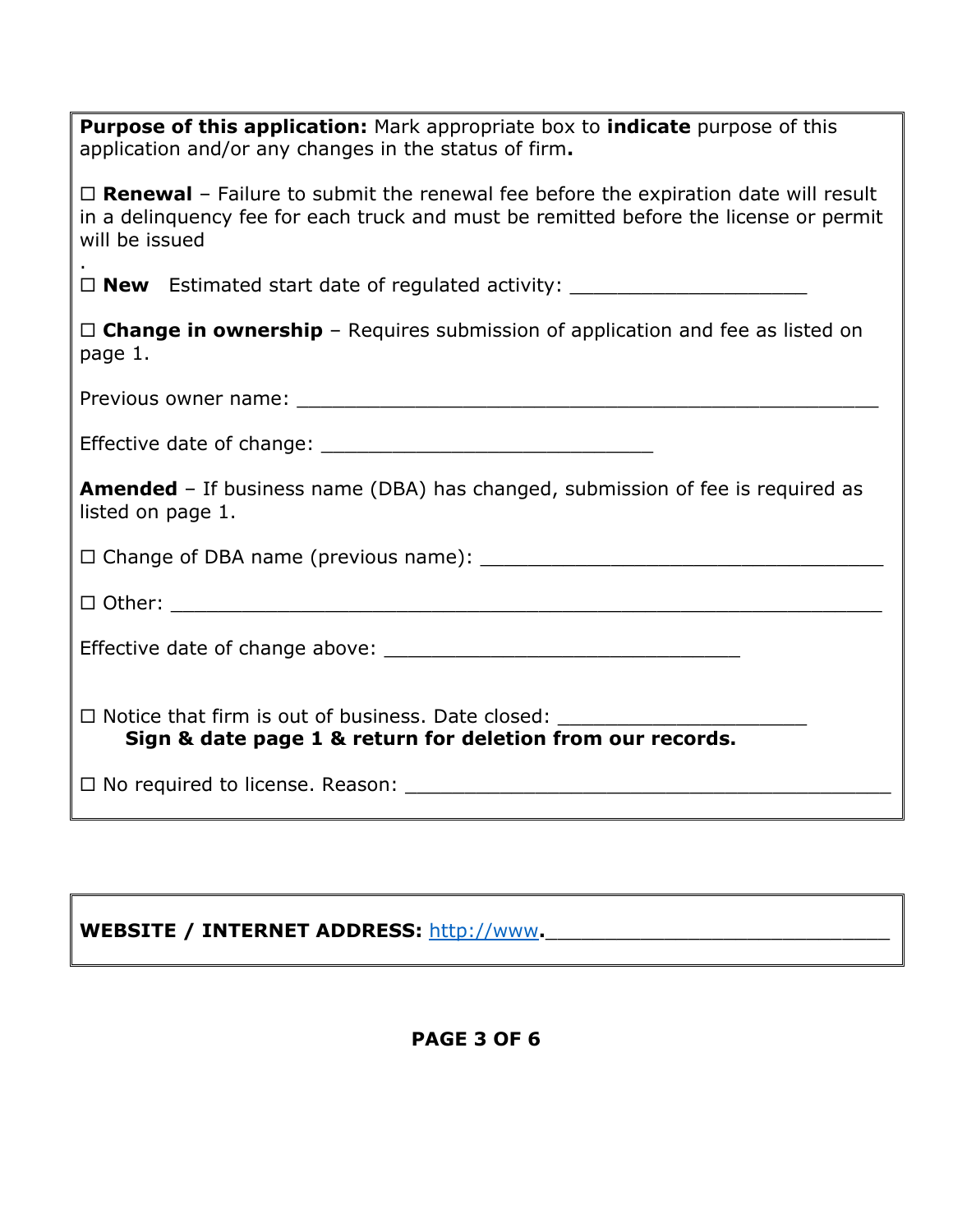**Purpose of this application:** Mark appropriate box to **indicate** purpose of this application and/or any changes in the status of firm**.**

☐ **Renewal** – Failure to submit the renewal fee before the expiration date will result in a delinquency fee for each truck and must be remitted before the license or permit will be issued

.

☐ **New** Estimated start date of regulated activity: ____________________

☐ **Change in ownership** – Requires submission of application and fee as listed on page 1.

Previous owner name: _________________________________________________

Effective date of change: ____________________________

**Amended** – If business name (DBA) has changed, submission of fee is required as listed on page 1.

☐ Change of DBA name (previous name): __________________________________

☐ Other: ____________________________________________________________

Effective date of change above: ______________________________

☐ Notice that firm is out of business. Date closed: _____________________

**Sign & date page 1 & return for deletion from our records.**

☐ No required to license. Reason: ___________________________________________

**WEBSITE / INTERNET ADDRESS:** http://www**.**_____________________________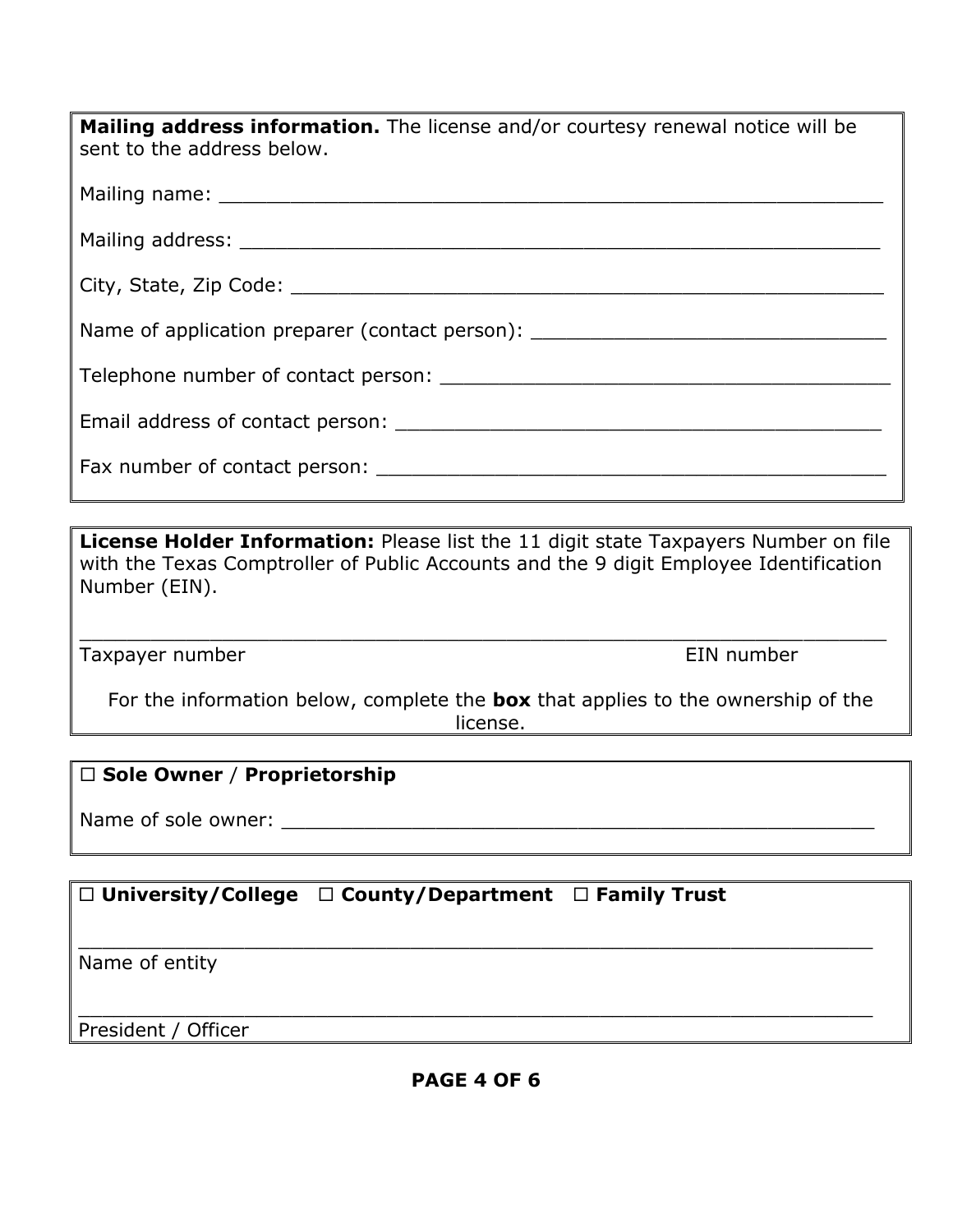**Mailing address information.** The license and/or courtesy renewal notice will be sent to the address below.

Mailing name: ___________________________________________________

Mailing address: _________________________________________________

City, State, Zip Code: _____________________________________________

Name of application preparer (contact person): ____________________________

Telephone number of contact person: ______________________________________

Email address of contact person: _________________________________________

Fax number of contact person: ____________________________________________

---

**License Holder Information:** Please list the 11 digit state Taxpayers Number on file with the Texas Comptroller of Public Accounts and the 9 digit Employee Identification Number (EIN).

_________________________________________________________________

Taxpayer number                                                                                    EIN number

For the information below, complete the **box** that applies to the ownership of the license.

---

☐ **Sole Owner** / **Proprietorship**

Name of sole owner: ___________________________________________________

---

☐ **University/College**   ☐ **County/Department**   ☐ **Family Trust**

_________________________________________________________________

Name of entity

_________________________________________________________________

President / Officer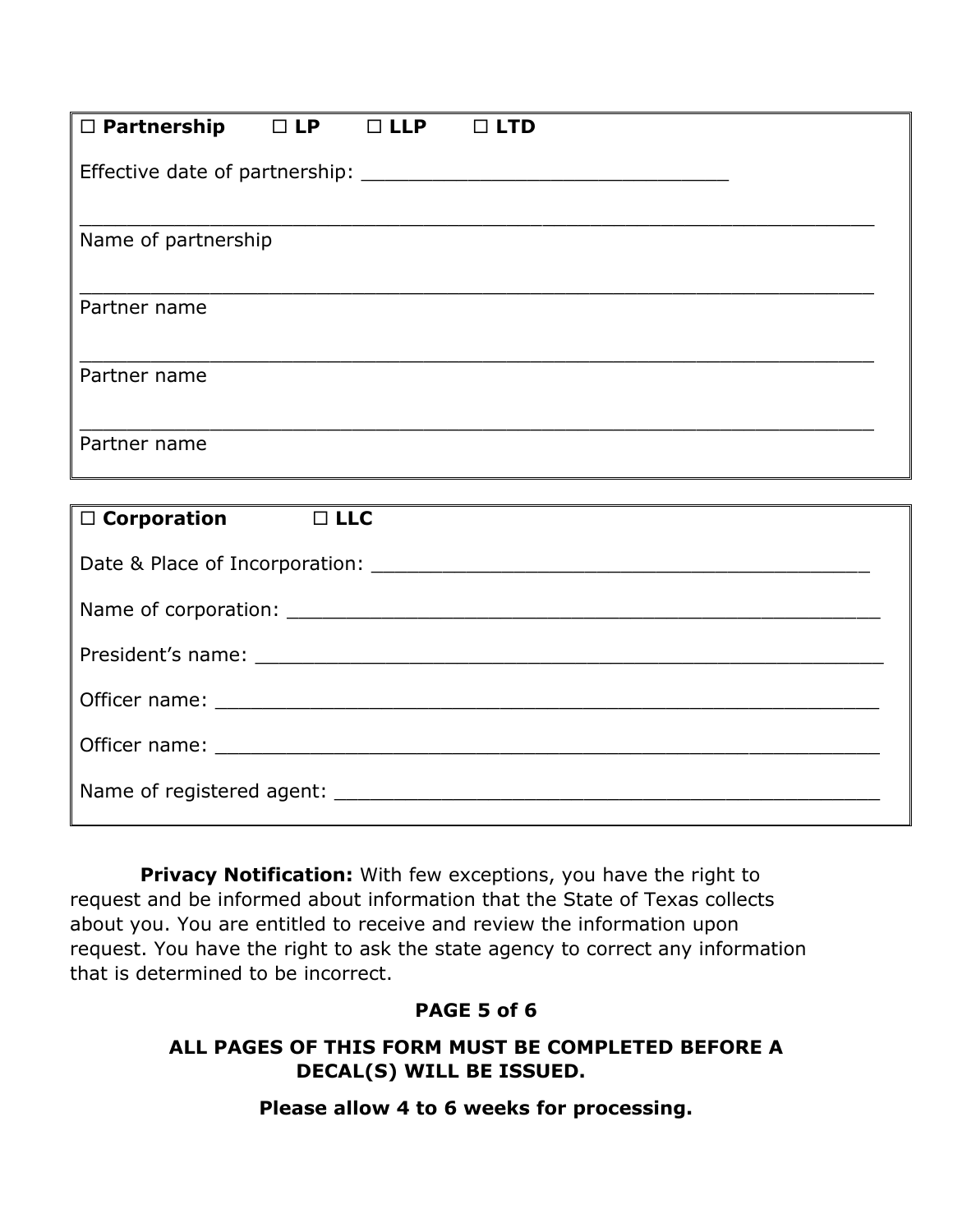☐ **Partnership** ☐ **LP** ☐ **LLP** ☐ **LTD**

Effective date of partnership: ________________________________

_________________________________________________________________

Name of partnership

_________________________________________________________________

Partner name

_________________________________________________________________

Partner name

_________________________________________________________________

Partner name

☐ **Corporation** ☐ **LLC**

Date & Place of Incorporation: ____________________________________________

Name of corporation: _____________________________________________________

President's name: _______________________________________________________

Officer name: __________________________________________________________

Officer name: __________________________________________________________

Name of registered agent: ________________________________________________

**Privacy Notification:** With few exceptions, you have the right to request and be informed about information that the State of Texas collects about you. You are entitled to receive and review the information upon request. You have the right to ask the state agency to correct any information that is determined to be incorrect.

**ALL PAGES OF THIS FORM MUST BE COMPLETED BEFORE A DECAL(S) WILL BE ISSUED.**

**Please allow 4 to 6 weeks for processing.**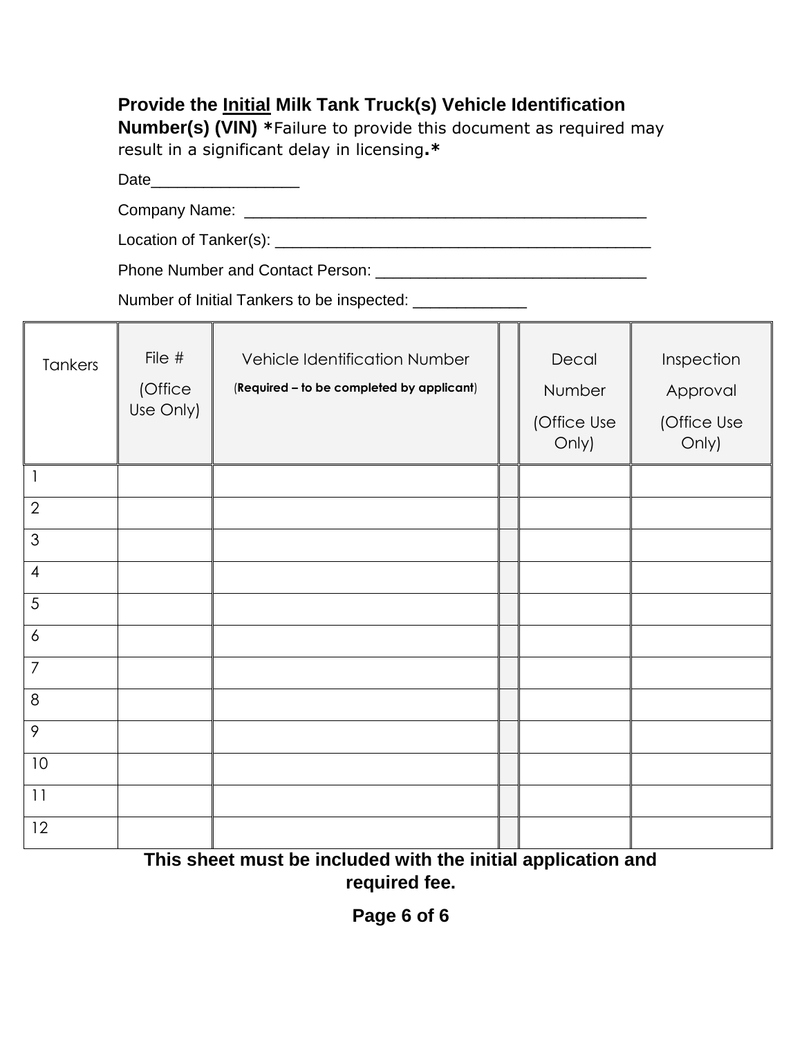**Provide the <u>Initial</u> Milk Tank Truck(s) Vehicle Identification Number(s) (VIN)** ***Failure to provide this document as required may result in a significant delay in licensing.***

Date_________________

Company Name: _______________________________________________

Location of Tanker(s): ___________________________________________

Phone Number and Contact Person: _______________________________

Number of Initial Tankers to be inspected: _____________

| Tankers | File # (Office Use Only) | Vehicle Identification Number (**Required – to be completed by applicant**) | | Decal Number (Office Use Only) | Inspection Approval (Office Use Only) |
|---|---|---|---|---|---|
| 1 | | | | | |
| 2 | | | | | |
| 3 | | | | | |
| 4 | | | | | |
| 5 | | | | | |
| 6 | | | | | |
| 7 | | | | | |
| 8 | | | | | |
| 9 | | | | | |
| 10 | | | | | |
| 11 | | | | | |
| 12 | | | | | |

**This sheet must be included with the initial application and required fee.**